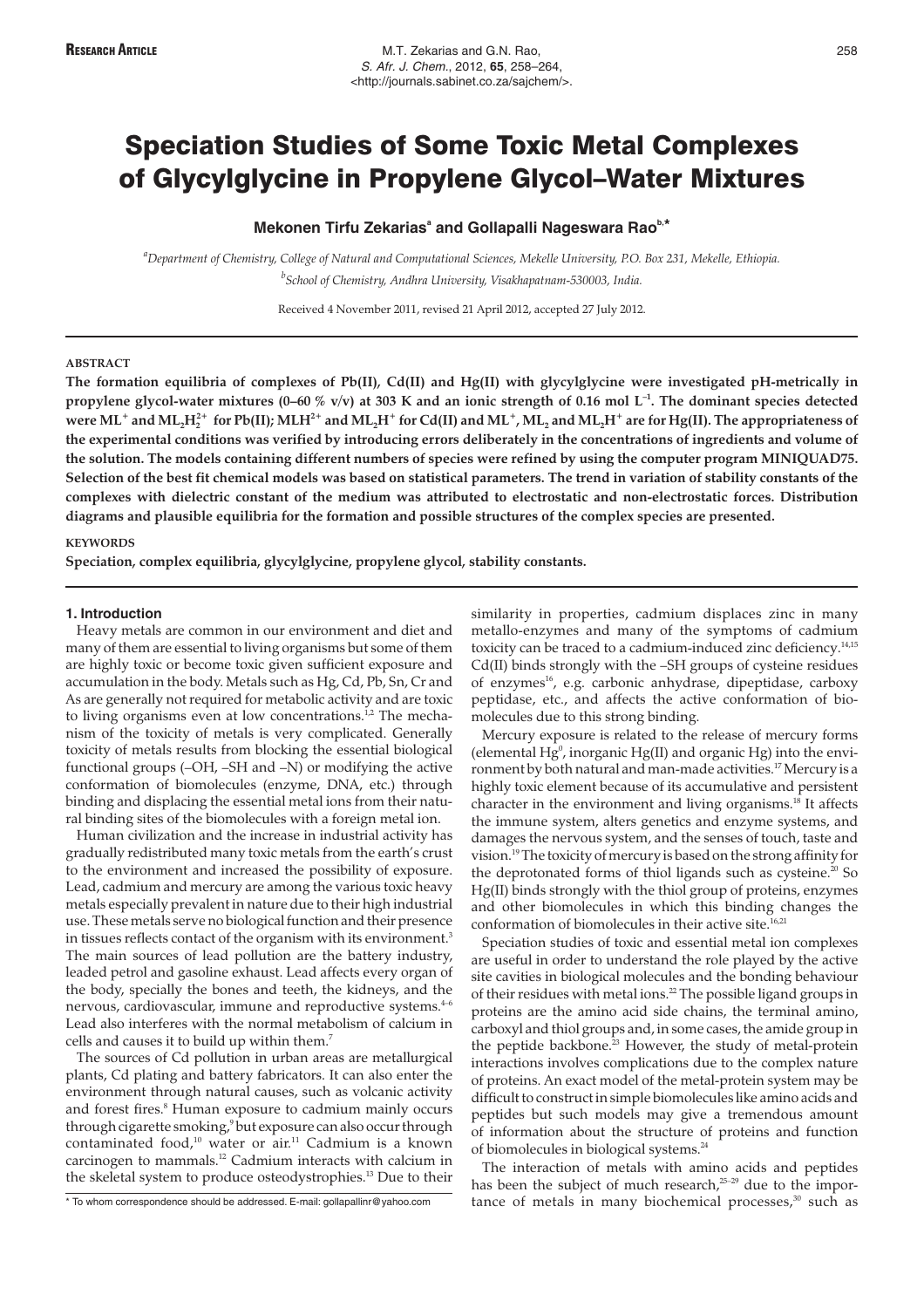**Research Article**

# Speciation Studies of Some Toxic Metal Complexes of Glycylglycine in Propylene Glycol–Water Mixtures

**Mekonen Tirfu Zekarias[a] and Gollapalli Nageswara Rao[b,*]**

[a]*Department of Chemistry, College of Natural and Computational Sciences, Mekelle University, P.O. Box 231, Mekelle, Ethiopia.*

[b]*School of Chemistry, Andhra University, Visakhapatnam-530003, India.*

Received 4 November 2011, revised 21 April 2012, accepted 27 July 2012.

### ABSTRACT

**The formation equilibria of complexes of Pb(II), Cd(II) and Hg(II) with glycylglycine were investigated pH-metrically in propylene glycol-water mixtures (0–60 % v/v) at 303 K and an ionic strength of 0.16 mol $L^{-1}$. The dominant species detected were $ML^+$ and $ML_2H_2^{2+}$ for Pb(II); $MLH^{2+}$ and $ML_2H^+$ for Cd(II) and $ML^+$, $ML_2$ and $ML_2H^+$ are for Hg(II). The appropriateness of the experimental conditions was verified by introducing errors deliberately in the concentrations of ingredients and volume of the solution. The models containing different numbers of species were refined by using the computer program MINIQUAD75. Selection of the best fit chemical models was based on statistical parameters. The trend in variation of stability constants of the complexes with dielectric constant of the medium was attributed to electrostatic and non-electrostatic forces. Distribution diagrams and plausible equilibria for the formation and possible structures of the complex species are presented.**

### KEYWORDS

**Speciation, complex equilibria, glycylglycine, propylene glycol, stability constants.**

## 1. Introduction

Heavy metals are common in our environment and diet and many of them are essential to living organisms but some of them are highly toxic or become toxic given sufficient exposure and accumulation in the body. Metals such as Hg, Cd, Pb, Sn, Cr and As are generally not required for metabolic activity and are toxic to living organisms even at low concentrations.[1,2] The mechanism of the toxicity of metals is very complicated. Generally toxicity of metals results from blocking the essential biological functional groups (–OH, –SH and –N) or modifying the active conformation of biomolecules (enzyme, DNA, etc.) through binding and displacing the essential metal ions from their natural binding sites of the biomolecules with a foreign metal ion.

Human civilization and the increase in industrial activity has gradually redistributed many toxic metals from the earth's crust to the environment and increased the possibility of exposure. Lead, cadmium and mercury are among the various toxic heavy metals especially prevalent in nature due to their high industrial use. These metals serve no biological function and their presence in tissues reflects contact of the organism with its environment.[3] The main sources of lead pollution are the battery industry, leaded petrol and gasoline exhaust. Lead affects every organ of the body, specially the bones and teeth, the kidneys, and the nervous, cardiovascular, immune and reproductive systems.[4–6] Lead also interferes with the normal metabolism of calcium in cells and causes it to build up within them.[7]

The sources of Cd pollution in urban areas are metallurgical plants, Cd plating and battery fabricators. It can also enter the environment through natural causes, such as volcanic activity and forest fires.[8] Human exposure to cadmium mainly occurs through cigarette smoking,[9] but exposure can also occur through contaminated food,[10] water or air.[11] Cadmium is a known carcinogen to mammals.[12] Cadmium interacts with calcium in the skeletal system to produce osteodystrophies.[13] Due to their similarity in properties, cadmium displaces zinc in many metallo-enzymes and many of the symptoms of cadmium toxicity can be traced to a cadmium-induced zinc deficiency.[14,15] Cd(II) binds strongly with the –SH groups of cysteine residues of enzymes[16], e.g. carbonic anhydrase, dipeptidase, carboxy peptidase, etc., and affects the active conformation of biomolecules due to this strong binding.

Mercury exposure is related to the release of mercury forms (elemental $Hg^0$, inorganic Hg(II) and organic Hg) into the environment by both natural and man-made activities.[17] Mercury is a highly toxic element because of its accumulative and persistent character in the environment and living organisms.[18] It affects the immune system, alters genetics and enzyme systems, and damages the nervous system, and the senses of touch, taste and vision.[19] The toxicity of mercury is based on the strong affinity for the deprotonated forms of thiol ligands such as cysteine.[20] So Hg(II) binds strongly with the thiol group of proteins, enzymes and other biomolecules in which this binding changes the conformation of biomolecules in their active site.[16,21]

Speciation studies of toxic and essential metal ion complexes are useful in order to understand the role played by the active site cavities in biological molecules and the bonding behaviour of their residues with metal ions.[22] The possible ligand groups in proteins are the amino acid side chains, the terminal amino, carboxyl and thiol groups and, in some cases, the amide group in the peptide backbone.[23] However, the study of metal-protein interactions involves complications due to the complex nature of proteins. An exact model of the metal-protein system may be difficult to construct in simple biomolecules like amino acids and peptides but such models may give a tremendous amount of information about the structure of proteins and function of biomolecules in biological systems.[24]

The interaction of metals with amino acids and peptides has been the subject of much research,[25–29] due to the importance of metals in many biochemical processes,[30] such as

\* To whom correspondence should be addressed. E-mail: gollapallinr@yahoo.com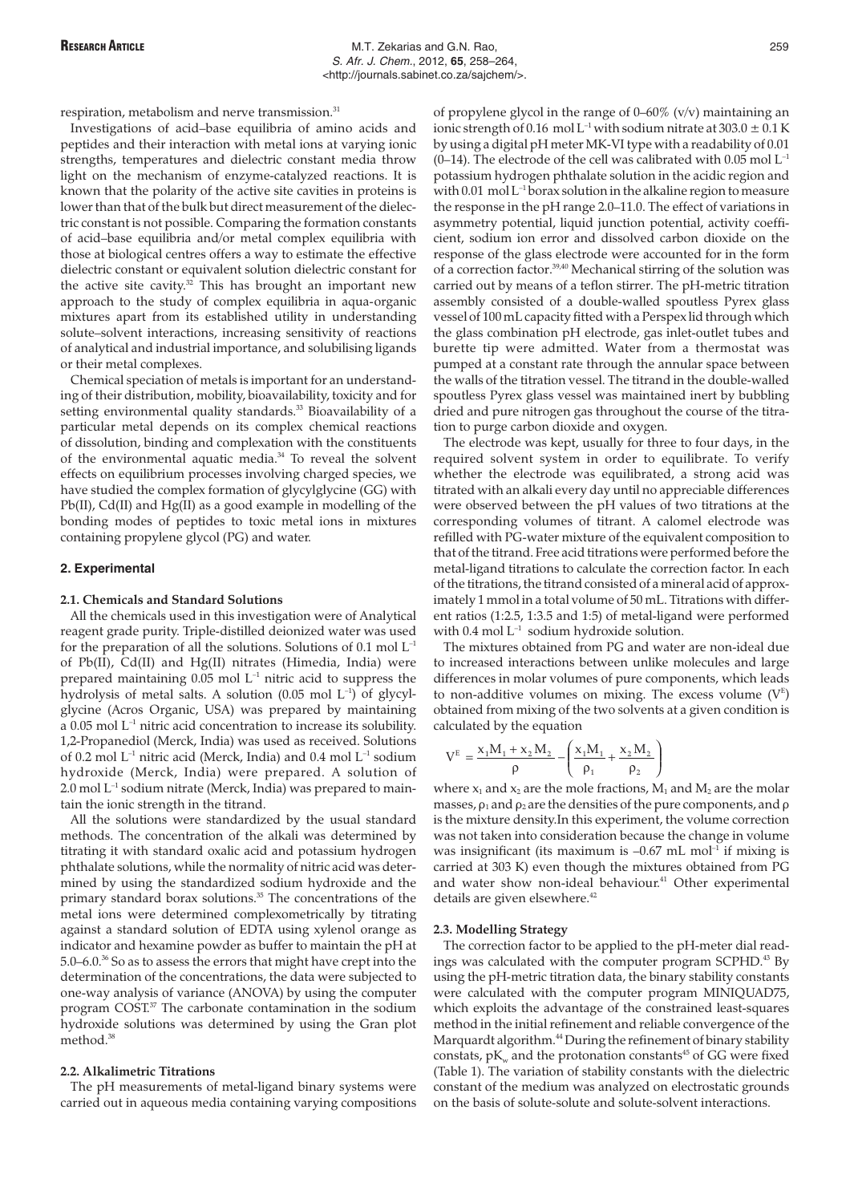respiration, metabolism and nerve transmission.[31]

Investigations of acid–base equilibria of amino acids and peptides and their interaction with metal ions at varying ionic strengths, temperatures and dielectric constant media throw light on the mechanism of enzyme-catalyzed reactions. It is known that the polarity of the active site cavities in proteins is lower than that of the bulk but direct measurement of the dielectric constant is not possible. Comparing the formation constants of acid–base equilibria and/or metal complex equilibria with those at biological centres offers a way to estimate the effective dielectric constant or equivalent solution dielectric constant for the active site cavity.[32] This has brought an important new approach to the study of complex equilibria in aqua-organic mixtures apart from its established utility in understanding solute–solvent interactions, increasing sensitivity of reactions of analytical and industrial importance, and solubilising ligands or their metal complexes.

Chemical speciation of metals is important for an understanding of their distribution, mobility, bioavailability, toxicity and for setting environmental quality standards.[33] Bioavailability of a particular metal depends on its complex chemical reactions of dissolution, binding and complexation with the constituents of the environmental aquatic media.[34] To reveal the solvent effects on equilibrium processes involving charged species, we have studied the complex formation of glycylglycine (GG) with Pb(II), Cd(II) and Hg(II) as a good example in modelling of the bonding modes of peptides to toxic metal ions in mixtures containing propylene glycol (PG) and water.

## 2. Experimental

### 2.1. Chemicals and Standard Solutions

All the chemicals used in this investigation were of Analytical reagent grade purity. Triple-distilled deionized water was used for the preparation of all the solutions. Solutions of 0.1 mol $L^{-1}$ of Pb(II), Cd(II) and Hg(II) nitrates (Himedia, India) were prepared maintaining 0.05 mol $L^{-1}$ nitric acid to suppress the hydrolysis of metal salts. A solution (0.05 mol $L^{-1}$) of glycylglycine (Acros Organic, USA) was prepared by maintaining a 0.05 mol $L^{-1}$ nitric acid concentration to increase its solubility. 1,2-Propanediol (Merck, India) was used as received. Solutions of 0.2 mol $L^{-1}$ nitric acid (Merck, India) and 0.4 mol $L^{-1}$ sodium hydroxide (Merck, India) were prepared. A solution of 2.0 mol $L^{-1}$ sodium nitrate (Merck, India) was prepared to maintain the ionic strength in the titrand.

All the solutions were standardized by the usual standard methods. The concentration of the alkali was determined by titrating it with standard oxalic acid and potassium hydrogen phthalate solutions, while the normality of nitric acid was determined by using the standardized sodium hydroxide and the primary standard borax solutions.[35] The concentrations of the metal ions were determined complexometrically by titrating against a standard solution of EDTA using xylenol orange as indicator and hexamine powder as buffer to maintain the pH at 5.0–6.0.[36] So as to assess the errors that might have crept into the determination of the concentrations, the data were subjected to one-way analysis of variance (ANOVA) by using the computer program COST.[37] The carbonate contamination in the sodium hydroxide solutions was determined by using the Gran plot method.[38]

### 2.2. Alkalimetric Titrations

The pH measurements of metal-ligand binary systems were carried out in aqueous media containing varying compositions of propylene glycol in the range of 0–60% (v/v) maintaining an ionic strength of 0.16 mol $L^{-1}$ with sodium nitrate at 303.0 ± 0.1 K by using a digital pH meter MK-VI type with a readability of 0.01 (0–14). The electrode of the cell was calibrated with 0.05 mol $L^{-1}$ potassium hydrogen phthalate solution in the acidic region and with 0.01 mol $L^{-1}$ borax solution in the alkaline region to measure the response in the pH range 2.0–11.0. The effect of variations in asymmetry potential, liquid junction potential, activity coefficient, sodium ion error and dissolved carbon dioxide on the response of the glass electrode were accounted for in the form of a correction factor.[39,40] Mechanical stirring of the solution was carried out by means of a teflon stirrer. The pH-metric titration assembly consisted of a double-walled spoutless Pyrex glass vessel of 100 mL capacity fitted with a Perspex lid through which the glass combination pH electrode, gas inlet-outlet tubes and burette tip were admitted. Water from a thermostat was pumped at a constant rate through the annular space between the walls of the titration vessel. The titrand in the double-walled spoutless Pyrex glass vessel was maintained inert by bubbling dried and pure nitrogen gas throughout the course of the titration to purge carbon dioxide and oxygen.

The electrode was kept, usually for three to four days, in the required solvent system in order to equilibrate. To verify whether the electrode was equilibrated, a strong acid was titrated with an alkali every day until no appreciable differences were observed between the pH values of two titrations at the corresponding volumes of titrant. A calomel electrode was refilled with PG-water mixture of the equivalent composition to that of the titrand. Free acid titrations were performed before the metal-ligand titrations to calculate the correction factor. In each of the titrations, the titrand consisted of a mineral acid of approximately 1 mmol in a total volume of 50 mL. Titrations with different ratios (1:2.5, 1:3.5 and 1:5) of metal-ligand were performed with 0.4 mol $L^{-1}$ sodium hydroxide solution.

The mixtures obtained from PG and water are non-ideal due to increased interactions between unlike molecules and large differences in molar volumes of pure components, which leads to non-additive volumes on mixing. The excess volume ($V^E$) obtained from mixing of the two solvents at a given condition is calculated by the equation

$$V^E = \frac{x_1 M_1 + x_2 M_2}{\rho} - \left( \frac{x_1 M_1}{\rho_1} + \frac{x_2 M_2}{\rho_2} \right)$$

where $x_1$ and $x_2$ are the mole fractions, $M_1$ and $M_2$ are the molar masses, $\rho_1$ and $\rho_2$ are the densities of the pure components, and $\rho$ is the mixture density.In this experiment, the volume correction was not taken into consideration because the change in volume was insignificant (its maximum is –0.67 mL $mol^{-1}$ if mixing is carried at 303 K) even though the mixtures obtained from PG and water show non-ideal behaviour.[41] Other experimental details are given elsewhere.[42]

### 2.3. Modelling Strategy

The correction factor to be applied to the pH-meter dial readings was calculated with the computer program SCPHD.[43] By using the pH-metric titration data, the binary stability constants were calculated with the computer program MINIQUAD75, which exploits the advantage of the constrained least-squares method in the initial refinement and reliable convergence of the Marquardt algorithm.[44] During the refinement of binary stability constats, $pK_w$ and the protonation constants[45] of GG were fixed (Table 1). The variation of stability constants with the dielectric constant of the medium was analyzed on electrostatic grounds on the basis of solute-solute and solute-solvent interactions.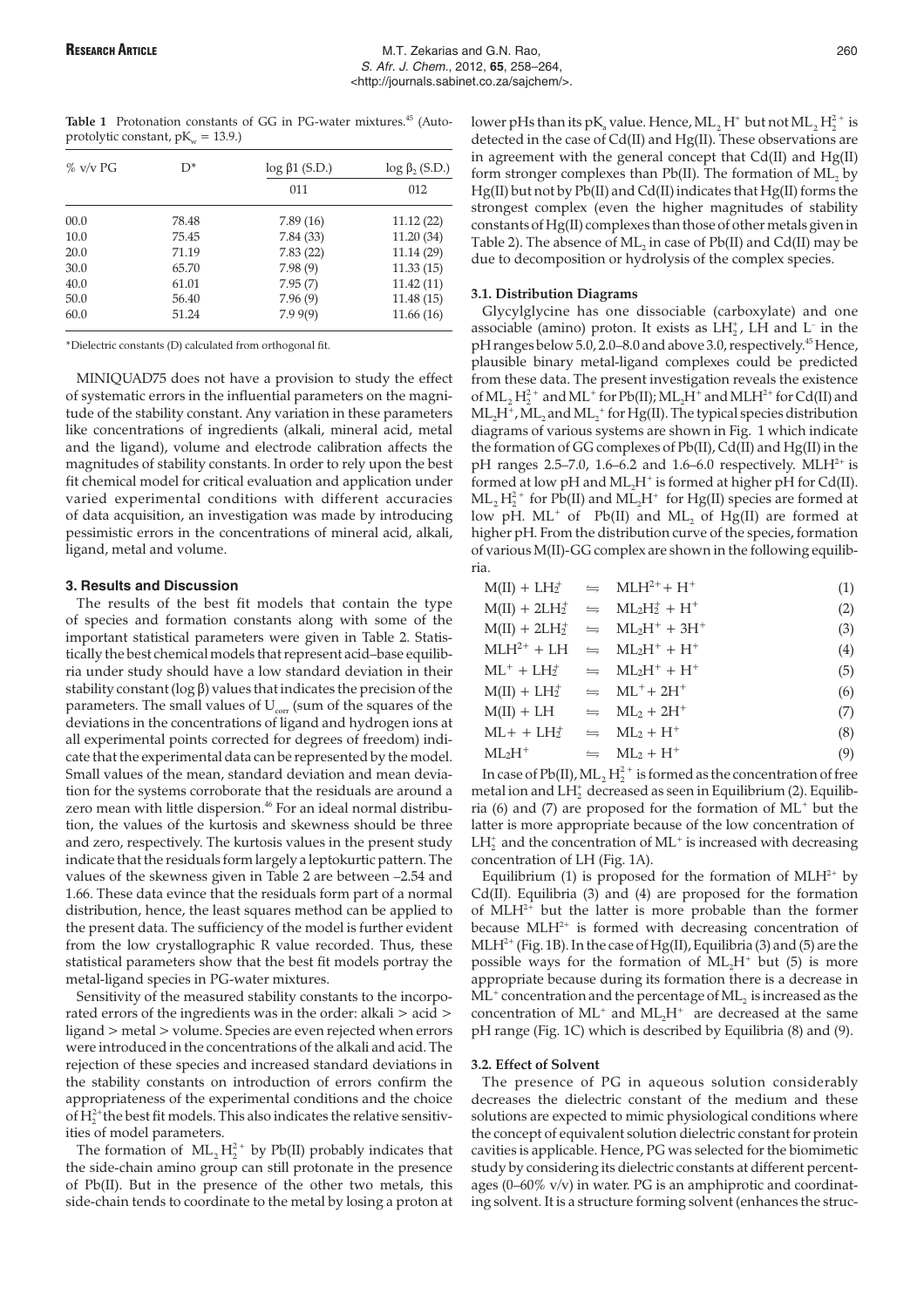**Table 1** Protonation constants of GG in PG-water mixtures.[45] (Autoprotolytic constant, $pK_w = 13.9$.)

| % v/v PG | D* | log β1 (S.D.) | log $\beta_2$ (S.D.) |
|---|---|---|---|
| | | 011 | 012 |
| 00.0 | 78.48 | 7.89 (16) | 11.12 (22) |
| 10.0 | 75.45 | 7.84 (33) | 11.20 (34) |
| 20.0 | 71.19 | 7.83 (22) | 11.14 (29) |
| 30.0 | 65.70 | 7.98 (9) | 11.33 (15) |
| 40.0 | 61.01 | 7.95 (7) | 11.42 (11) |
| 50.0 | 56.40 | 7.96 (9) | 11.48 (15) |
| 60.0 | 51.24 | 7.9 9(9) | 11.66 (16) |

*Dielectric constants (D) calculated from orthogonal fit.

MINIQUAD75 does not have a provision to study the effect of systematic errors in the influential parameters on the magnitude of the stability constant. Any variation in these parameters like concentrations of ingredients (alkali, mineral acid, metal and the ligand), volume and electrode calibration affects the magnitudes of stability constants. In order to rely upon the best fit chemical model for critical evaluation and application under varied experimental conditions with different accuracies of data acquisition, an investigation was made by introducing pessimistic errors in the concentrations of mineral acid, alkali, ligand, metal and volume.

## 3. Results and Discussion

The results of the best fit models that contain the type of species and formation constants along with some of the important statistical parameters were given in Table 2. Statistically the best chemical models that represent acid–base equilibria under study should have a low standard deviation in their stability constant (log β) values that indicates the precision of the parameters. The small values of $U_{corr}$ (sum of the squares of the deviations in the concentrations of ligand and hydrogen ions at all experimental points corrected for degrees of freedom) indicate that the experimental data can be represented by the model. Small values of the mean, standard deviation and mean deviation for the systems corroborate that the residuals are around a zero mean with little dispersion.[46] For an ideal normal distribution, the values of the kurtosis and skewness should be three and zero, respectively. The kurtosis values in the present study indicate that the residuals form largely a leptokurtic pattern. The values of the skewness given in Table 2 are between –2.54 and 1.66. These data evince that the residuals form part of a normal distribution, hence, the least squares method can be applied to the present data. The sufficiency of the model is further evident from the low crystallographic R value recorded. Thus, these statistical parameters show that the best fit models portray the metal-ligand species in PG-water mixtures.

Sensitivity of the measured stability constants to the incorporated errors of the ingredients was in the order: alkali > acid > ligand > metal > volume. Species are even rejected when errors were introduced in the concentrations of the alkali and acid. The rejection of these species and increased standard deviations in the stability constants on introduction of errors confirm the appropriateness of the experimental conditions and the choice of $H_2^{2+}$ the best fit models. This also indicates the relative sensitivities of model parameters.

The formation of $ML_2H_2^{2+}$ by Pb(II) probably indicates that the side-chain amino group can still protonate in the presence of Pb(II). But in the presence of the other two metals, this side-chain tends to coordinate to the metal by losing a proton at lower pHs than its $pK_a$ value. Hence, $ML_2H^+$ but not $ML_2H_2^{2+}$ is detected in the case of Cd(II) and Hg(II). These observations are in agreement with the general concept that Cd(II) and Hg(II) form stronger complexes than Pb(II). The formation of $ML_2$ by Hg(II) but not by Pb(II) and Cd(II) indicates that Hg(II) forms the strongest complex (even the higher magnitudes of stability constants of Hg(II) complexes than those of other metals given in Table 2). The absence of $ML_2$ in case of Pb(II) and Cd(II) may be due to decomposition or hydrolysis of the complex species.

### 3.1. Distribution Diagrams

Glycylglycine has one dissociable (carboxylate) and one associable (amino) proton. It exists as $LH_2^+$, LH and $L^-$ in the pH ranges below 5.0, 2.0–8.0 and above 3.0, respectively.[45] Hence, plausible binary metal-ligand complexes could be predicted from these data. The present investigation reveals the existence of $ML_2H_2^{2+}$ and $ML^+$ for Pb(II); $ML_2H^+$ and $MLH^{2+}$ for Cd(II) and $ML_2H^+$, $ML_2$ and $ML_2^+$ for Hg(II). The typical species distribution diagrams of various systems are shown in Fig. 1 which indicate the formation of GG complexes of Pb(II), Cd(II) and Hg(II) in the pH ranges 2.5–7.0, 1.6–6.2 and 1.6–6.0 respectively. $MLH^{2+}$ is formed at low pH and $ML_2H^+$ is formed at higher pH for Cd(II). $ML_2H_2^{2+}$ for Pb(II) and $ML_2H^+$ for Hg(II) species are formed at low pH. $ML^+$ of Pb(II) and $ML_2$ of Hg(II) are formed at higher pH. From the distribution curve of the species, formation of various M(II)-GG complex are shown in the following equilibria.

$$M(II) + LH_2^+ \rightleftharpoons MLH^{2+} + H^+ \quad (1)$$

$$M(II) + 2LH_2^+ \rightleftharpoons ML_2H_2^+ + H^+ \quad (2)$$

$$M(II) + 2LH_2^+ \rightleftharpoons ML_2H^+ + 3H^+ \quad (3)$$

$$MLH^{2+} + LH \rightleftharpoons ML_2H^+ + H^+ \quad (4)$$

$$ML^+ + LH_2^+ \rightleftharpoons ML_2H^+ + H^+ \quad (5)$$

$$M(II) + LH_2^+ \rightleftharpoons ML^+ + 2H^+ \quad (6)$$

$$M(II) + LH \rightleftharpoons ML_2 + 2H^+ \quad (7)$$

$$ML + LH_2^+ \rightleftharpoons ML_2 + H^+ \quad (8)$$

$$ML_2H^+ \rightleftharpoons ML_2 + H^+ \quad (9)$$

In case of Pb(II), $ML_2H_2^{2+}$ is formed as the concentration of free metal ion and $LH_2^+$ decreased as seen in Equilibrium (2). Equilibria (6) and (7) are proposed for the formation of $ML^+$ but the latter is more appropriate because of the low concentration of $LH_2^+$ and the concentration of $ML^+$ is increased with decreasing concentration of LH (Fig. 1A).

Equilibrium (1) is proposed for the formation of $MLH^{2+}$ by Cd(II). Equilibria (3) and (4) are proposed for the formation of $MLH^{2+}$ but the latter is more probable than the former because $MLH^{2+}$ is formed with decreasing concentration of $MLH^{2+}$ (Fig. 1B). In the case of Hg(II), Equilibria (3) and (5) are the possible ways for the formation of $ML_2H^+$ but (5) is more appropriate because during its formation there is a decrease in $ML^+$ concentration and the percentage of $ML_2$ is increased as the concentration of $ML^+$ and $ML_2H^+$ are decreased at the same pH range (Fig. 1C) which is described by Equilibria (8) and (9).

### 3.2. Effect of Solvent

The presence of PG in aqueous solution considerably decreases the dielectric constant of the medium and these solutions are expected to mimic physiological conditions where the concept of equivalent solution dielectric constant for protein cavities is applicable. Hence, PG was selected for the biomimetic study by considering its dielectric constants at different percentages (0–60% v/v) in water. PG is an amphiprotic and coordinating solvent. It is a structure forming solvent (enhances the struc-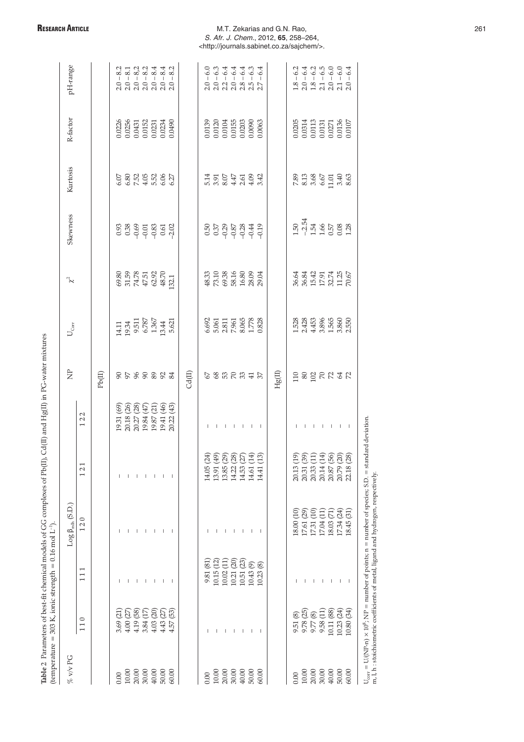**Table 2** Parameters of best-fit chemical models of GG complexes of Pb(II), Cd(II) and Hg(II) in PG-water mixtures (temperature = 303 K, ionic strength = 0.16 mol $L^{-1}$).

| % v/v PG | Log $\beta_{mlh}$ (S.D.) | | | | | NP | $U_{Corr}$ | $\chi^2$ | Skewness | Kurtosis | R-factor | pH-range |
|---|---|---|---|---|---|---|---|---|---|---|---|---|
| | 110 | 111 | 120 | 121 | 122 | | | | | | | |
| **Pb(II)** | | | | | | | | | | | | |
| 0.00 | 3.69 (21) | – | – | – | 19.31 (69) | 90 | 14.11 | 69.80 | 0.93 | 6.07 | 0.0226 | 2.0 – 8.2 |
| 10.00 | 4.00 (27) | – | – | – | 20.18 (26) | 97 | 19.34 | 31.59 | 0.38 | 6.80 | 0.0256 | 2.0 – 8.1 |
| 20.00 | 4.19 (58) | – | – | – | 20.27 (28) | 96 | 9.511 | 74.78 | -0.69 | 7.52 | 0.0431 | 2.0 – 8.2 |
| 30.00 | 3.84 (17) | – | – | – | 19.84 (47) | 90 | 6.787 | 47.51 | -0.01 | 4.05 | 0.0152 | 2.0 – 8.2 |
| 40.00 | 4.03 (20) | – | – | – | 19.87 (21) | 89 | 1.367 | 62.92 | –0.83 | 5.52 | 0.0231 | 2.0 – 8.4 |
| 50.00 | 4.43 (27) | – | – | – | 19.41 (46) | 92 | 13.44 | 48.70 | 0.61 | 6.06 | 0.0234 | 2.0 – 8.4 |
| 60.00 | 4.57 (53) | – | – | – | 20.22 (43) | 84 | 5.621 | 132.1 | –2.02 | 6.27 | 0.0490 | 2.0 – 8.2 |
| **Cd(II)** | | | | | | | | | | | | |
| 0.00 | – | 9.81 (81) | – | 14.05 (24) | – | 67 | 6.692 | 48.33 | 0.50 | 5.14 | 0.0139 | 2.0 – 6.0 |
| 10.00 | – | 10.15 (12) | – | 13.91 (49) | – | 68 | 5.061 | 73.10 | 0.37 | 3.91 | 0.0120 | 2.0 – 6.3 |
| 20.00 | – | 10.02 (11) | – | 13.85 (29) | – | 53 | 2.811 | 69.38 | -0.29 | 8.07 | 0.0104 | 2.2 – 6.4 |
| 30.00 | – | 10.21 (20) | – | 14.22 (28) | – | 70 | 7.961 | 58.16 | -0.87 | 4.47 | 0.0155 | 2.0 – 6.4 |
| 40.00 | – | 10.51 (23) | – | 14.53 (27) | – | 33 | 8.065 | 16.80 | -0.28 | 2.61 | 0.0203 | 2.8 – 6.4 |
| 50.00 | – | 10.43 (9) | – | 14.61 (14) | – | 41 | 1.778 | 28.09 | -0.44 | 4.09 | 0.0090 | 2.5 – 6.3 |
| 60.00 | – | 10.23 (8) | – | 14.41 (13) | – | 37 | 0.828 | 29.04 | -0.19 | 3.42 | 0.0063 | 2.7 – 6.4 |
| **Hg(II)** | | | | | | | | | | | | |
| 0.00 | 9.51 (8) | – | 18.00 (10) | 20.13 (19) | – | 110 | 1.528 | 36.64 | 1.50 | 7.89 | 0.0205 | 1.8 – 6.2 |
| 10.00 | 9.78 (25) | – | 17.61 (29) | 20.31 (39) | – | 80 | 2.428 | 36.84 | –2.54 | 8.13 | 0.0314 | 2.0 – 6.4 |
| 20.00 | 9.77 (8) | – | 17.31 (10) | 20.33 (11) | – | 102 | 4.453 | 15.42 | 1.54 | 3.68 | 0.0113 | 1.8 – 6.2 |
| 30.00 | 9.58 (11) | – | 17.04 (11) | 20.14 (14) | – | 70 | 3.896 | 17.91 | 1.66 | 6.67 | 0.0131 | 2.1 – 6.5 |
| 40.00 | 10.11 (88) | – | 18.03 (71) | 20.87 (56) | – | 72 | 1.565 | 32.74 | 0.57 | 11.01 | 0.0271 | 2.0 – 6.0 |
| 50.00 | 10.23 (24) | – | 17.34 (24) | 20.79 (20) | – | 64 | 3.860 | 11.25 | 0.08 | 3.40 | 0.0136 | 2.1 – 6.0 |
| 60.00 | 10.80 (34) | – | 18.45 (31) | 22.18 (28) | – | 72 | 2.550 | 70.67 | 1.28 | 8.63 | 0.0107 | 2.0 – 6.4 |

$U_{corr} = U/(NP\text{-}n) \times 10^8$; NP = number of points; n = number of species; S.D. = standard deviation.
m, l, h : stoichiometric coefficients of metal, ligand and hydrogen, respectively.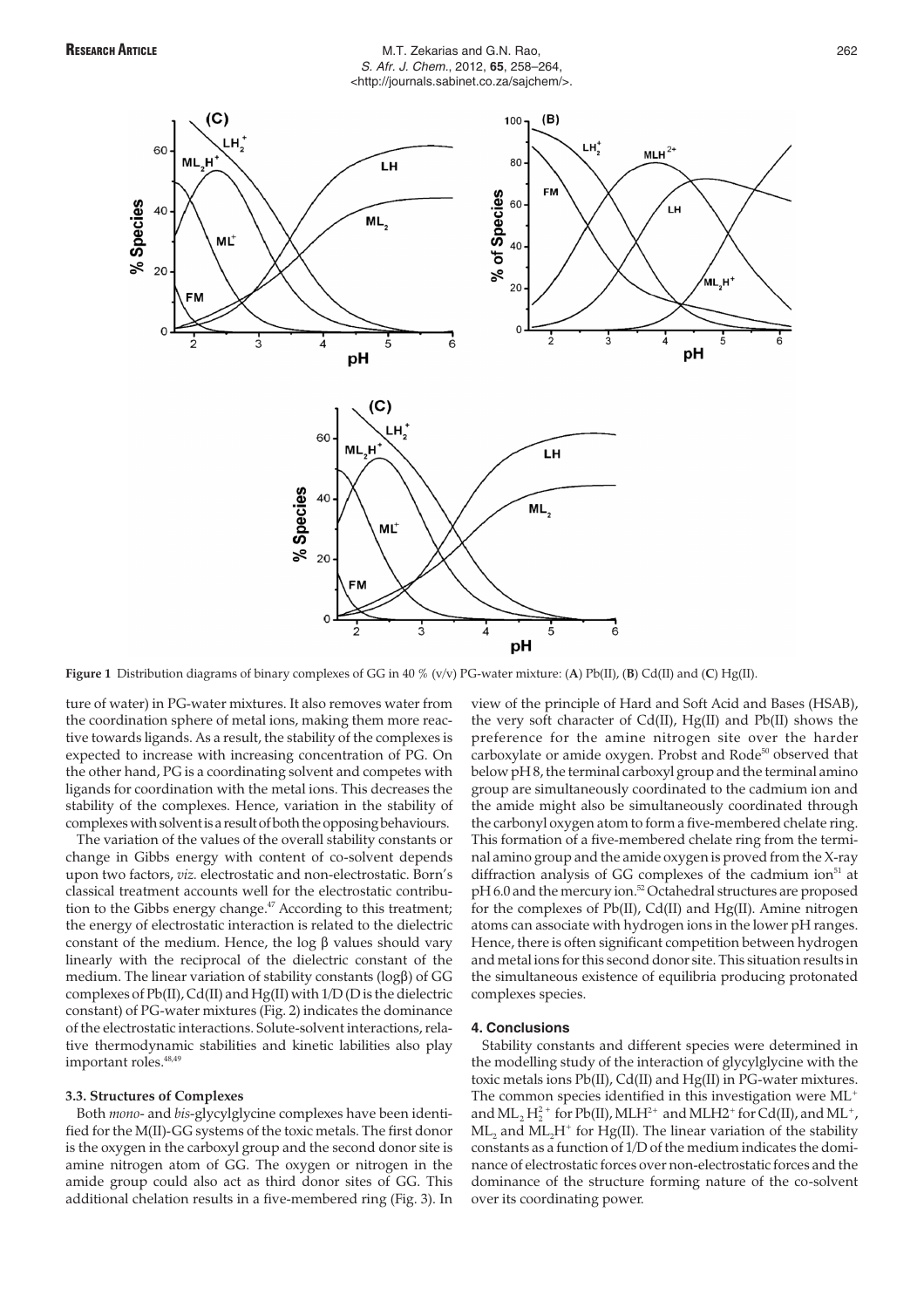**Figure 1** Distribution diagrams of binary complexes of GG in 40 % (v/v) PG-water mixture: (**A**) Pb(II), (**B**) Cd(II) and (**C**) Hg(II).

ture of water) in PG-water mixtures. It also removes water from the coordination sphere of metal ions, making them more reactive towards ligands. As a result, the stability of the complexes is expected to increase with increasing concentration of PG. On the other hand, PG is a coordinating solvent and competes with ligands for coordination with the metal ions. This decreases the stability of the complexes. Hence, variation in the stability of complexes with solvent is a result of both the opposing behaviours.

The variation of the values of the overall stability constants or change in Gibbs energy with content of co-solvent depends upon two factors, *viz.* electrostatic and non-electrostatic. Born's classical treatment accounts well for the electrostatic contribution to the Gibbs energy change.[47] According to this treatment; the energy of electrostatic interaction is related to the dielectric constant of the medium. Hence, the log β values should vary linearly with the reciprocal of the dielectric constant of the medium. The linear variation of stability constants (logβ) of GG complexes of Pb(II), Cd(II) and Hg(II) with 1/D (D is the dielectric constant) of PG-water mixtures (Fig. 2) indicates the dominance of the electrostatic interactions. Solute-solvent interactions, relative thermodynamic stabilities and kinetic labilities also play important roles.[48,49]

### 3.3. Structures of Complexes

Both *mono*- and *bis*-glycylglycine complexes have been identified for the M(II)-GG systems of the toxic metals. The first donor is the oxygen in the carboxyl group and the second donor site is amine nitrogen atom of GG. The oxygen or nitrogen in the amide group could also act as third donor sites of GG. This additional chelation results in a five-membered ring (Fig. 3). In view of the principle of Hard and Soft Acid and Bases (HSAB), the very soft character of Cd(II), Hg(II) and Pb(II) shows the preference for the amine nitrogen site over the harder carboxylate or amide oxygen. Probst and Rode[50] observed that below pH 8, the terminal carboxyl group and the terminal amino group are simultaneously coordinated to the cadmium ion and the amide might also be simultaneously coordinated through the carbonyl oxygen atom to form a five-membered chelate ring. This formation of a five-membered chelate ring from the terminal amino group and the amide oxygen is proved from the X-ray diffraction analysis of GG complexes of the cadmium ion[51] at pH 6.0 and the mercury ion.[52] Octahedral structures are proposed for the complexes of Pb(II), Cd(II) and Hg(II). Amine nitrogen atoms can associate with hydrogen ions in the lower pH ranges. Hence, there is often significant competition between hydrogen and metal ions for this second donor site. This situation results in the simultaneous existence of equilibria producing protonated complexes species.

## 4. Conclusions

Stability constants and different species were determined in the modelling study of the interaction of glycylglycine with the toxic metals ions Pb(II), Cd(II) and Hg(II) in PG-water mixtures. The common species identified in this investigation were $ML^+$ and $ML_2H_2^{2+}$ for Pb(II), $MLH^{2+}$ and MLH2$^+$ for Cd(II), and $ML^+$, $ML_2$ and $ML_2H^+$ for Hg(II). The linear variation of the stability constants as a function of 1/D of the medium indicates the dominance of electrostatic forces over non-electrostatic forces and the dominance of the structure forming nature of the co-solvent over its coordinating power.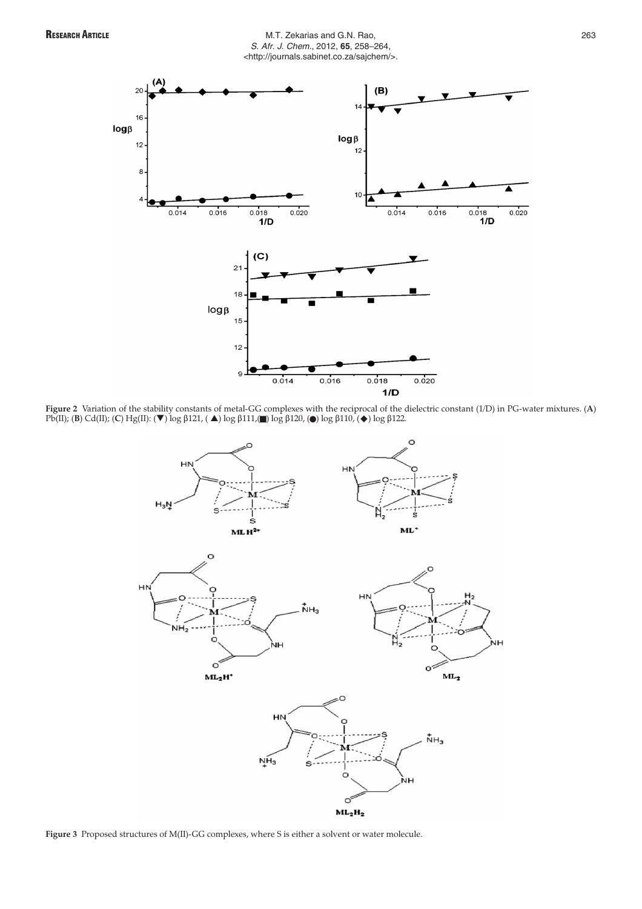**Figure 2** Variation of the stability constants of metal-GG complexes with the reciprocal of the dielectric constant (1/D) in PG-water mixtures. (**A**) Pb(II); (**B**) Cd(II); (**C**) Hg(II): (▼) log β121, (▲) log β111,(■) log β120, (●) log β110, (◆) log β122.

**Figure 3** Proposed structures of M(II)-GG complexes, where S is either a solvent or water molecule.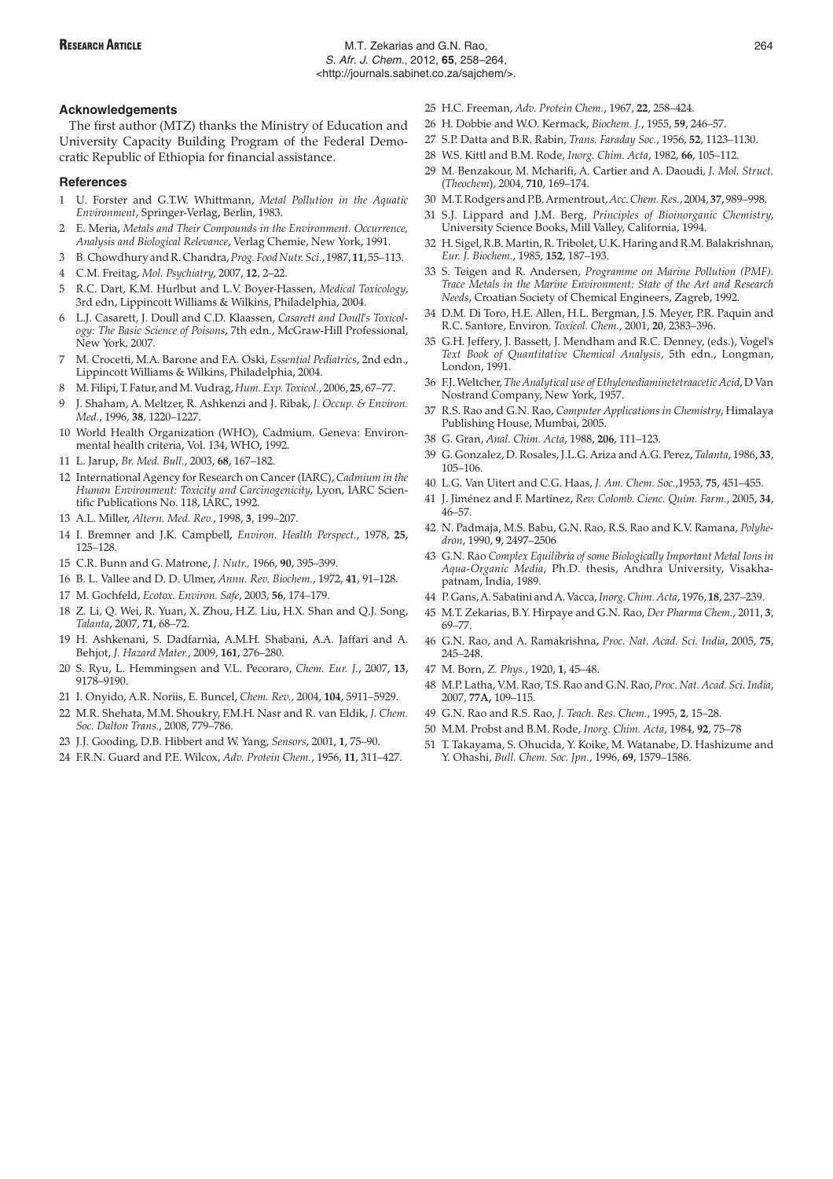## Acknowledgements

The first author (MTZ) thanks the Ministry of Education and University Capacity Building Program of the Federal Democratic Republic of Ethiopia for financial assistance.

## References

1 U. Forster and G.T.W. Whittmann, *Metal Pollution in the Aquatic Environment*, Springer-Verlag, Berlin, 1983.

2 E. Meria, *Metals and Their Compounds in the Environment. Occurrence, Analysis and Biological Relevance*, Verlag Chemie, New York, 1991.

3 B. Chowdhury and R. Chandra, *Prog. Food Nutr. Sci.*, 1987, **11**, 55–113.

4 C.M. Freitag, *Mol. Psychiatry*, 2007, **12**, 2–22.

5 R.C. Dart, K.M. Hurlbut and L.V. Boyer-Hassen, *Medical Toxicology*, 3rd edn, Lippincott Williams & Wilkins, Philadelphia, 2004.

6 L.J. Casarett, J. Doull and C.D. Klaassen, *Casarett and Doull's Toxicology: The Basic Science of Poisons*, 7th edn., McGraw-Hill Professional, New York, 2007.

7 M. Crocetti, M.A. Barone and F.A. Oski, *Essential Pediatrics*, 2nd edn., Lippincott Williams & Wilkins, Philadelphia, 2004.

8 M. Filipi, T. Fatur, and M. Vudrag, *Hum. Exp. Toxicol.*, 2006, **25**, 67–77.

9 J. Shaham, A. Meltzer, R. Ashkenzi and J. Ribak, *J. Occup. & Environ. Med.*, 1996, **38**, 1220–1227.

10 World Health Organization (WHO), Cadmium. Geneva: Environmental health criteria, Vol. 134, WHO, 1992.

11 L. Jarup, *Br. Med. Bull.*, 2003, **68**, 167–182.

12 International Agency for Research on Cancer (IARC), *Cadmium in the Human Environment: Toxicity and Carcinogenicity*, Lyon, IARC Scientific Publications No. 118, IARC, 1992.

13 A.L. Miller, *Altern. Med. Rev.*, 1998, **3**, 199–207.

14 I. Bremner and J.K. Campbell, *Environ. Health Perspect.*, 1978, **25**, 125–128.

15 C.R. Bunn and G. Matrone, *J. Nutr.*, 1966, **90**, 395–399.

16 B. L. Vallee and D. D. Ulmer, *Annu. Rev. Biochem.*, 1972, **41**, 91–128.

17 M. Gochfeld, *Ecotox. Environ. Safe*, 2003, **56**, 174–179.

18 Z. Li, Q. Wei, R. Yuan, X. Zhou, H.Z. Liu, H.X. Shan and Q.J. Song, *Talanta*, 2007, **71**, 68–72.

19 H. Ashkenani, S. Dadfarnia, A.M.H. Shabani, A.A. Jaffari and A. Behjot, *J. Hazard Mater.*, 2009, **161**, 276–280.

20 S. Ryu, L. Hemmingsen and V.L. Pecoraro, *Chem. Eur. J.*, 2007, **13**, 9178–9190.

21 I. Onyido, A.R. Noriis, E. Buncel, *Chem. Rev.*, 2004, **104**, 5911–5929.

22 M.R. Shehata, M.M. Shoukry, F.M.H. Nasr and R. van Eldik, *J. Chem. Soc. Dalton Trans.*, 2008, 779–786.

23 J.J. Gooding, D.B. Hibbert and W. Yang, *Sensors*, 2001, **1**, 75–90.

24 F.R.N. Guard and P.E. Wilcox, *Adv. Protein Chem.*, 1956, **11**, 311–427.

25 H.C. Freeman, *Adv. Protein Chem.*, 1967, **22**, 258–424.

26 H. Dobbie and W.O. Kermack, *Biochem. J.*, 1955, **59**, 246–57.

27 S.P. Datta and B.R. Rabin, *Trans. Faraday Soc.*, 1956, **52**, 1123–1130.

28 W.S. Kittl and B.M. Rode, *Inorg. Chim. Acta*, 1982, **66**, 105–112.

29 M. Benzakour, M. Mcharifi, A. Cartier and A. Daoudi, *J. Mol. Struct.* (*Theochem*), 2004, **710**, 169–174.

30 M.T. Rodgers and P.B. Armentrout, *Acc. Chem. Res.*, 2004, **37**, 989–998.

31 S.J. Lippard and J.M. Berg, *Principles of Bioinorganic Chemistry*, University Science Books, Mill Valley, California, 1994.

32 H. Sigel, R.B. Martin, R. Tribolet, U.K. Haring and R.M. Balakrishnan, *Eur. J. Biochem.*, 1985, **152**, 187–193.

33 S. Teigen and R. Andersen, *Programme on Marine Pollution (PMF). Trace Metals in the Marine Environment: State of the Art and Research Needs*, Croatian Society of Chemical Engineers, Zagreb, 1992.

34 D.M. Di Toro, H.E. Allen, H.L. Bergman, J.S. Meyer, P.R. Paquin and R.C. Santore, Environ. *Toxicol. Chem.*, 2001, **20**, 2383–396.

35 G.H. Jeffery, J. Bassett, J. Mendham and R.C. Denney, (eds.), Vogel's *Text Book of Quantitative Chemical Analysis*, 5th edn., Longman, London, 1991.

36 F.J. Weltcher, *The Analytical use of Ethylenediaminetetraacetic Acid*, D Van Nostrand Company, New York, 1957.

37 R.S. Rao and G.N. Rao, *Computer Applications in Chemistry*, Himalaya Publishing House, Mumbai, 2005.

38 G. Gran, *Anal. Chim. Acta*, 1988, **206**, 111–123.

39 G. Gonzalez, D. Rosales, J.L.G. Ariza and A.G. Perez, *Talanta*, 1986, **33**, 105–106.

40 L.G. Van Uitert and C.G. Haas, *J. Am. Chem. Soc.*,1953, **75**, 451–455.

41 J. Jiménez and F. Martínez, *Rev. Colomb. Cienc. Quím. Farm.*, 2005, **34**, 46–57.

42 N. Padmaja, M.S. Babu, G.N. Rao, R.S. Rao and K.V. Ramana, *Polyhedron*, 1990, **9**, 2497–2506

43 G.N. Rao *Complex Equilibria of some Biologically Important Metal Ions in Aqua-Organic Media*, Ph.D. thesis, Andhra University, Visakhapatnam, India, 1989.

44 P. Gans, A. Sabatini and A. Vacca, *Inorg. Chim. Acta*, 1976, **18**, 237–239.

45 M.T. Zekarias, B.Y. Hirpaye and G.N. Rao, *Der Pharma Chem.*, 2011, **3**, 69–77.

46 G.N. Rao, and A. Ramakrishna, *Proc. Nat. Acad. Sci. India*, 2005, **75**, 245–248.

47 M. Born, *Z. Phys.*, 1920, **1**, 45–48.

48 M.P. Latha, V.M. Rao, T.S. Rao and G.N. Rao, *Proc. Nat. Acad. Sci. India*, 2007, **77A**, 109–115.

49 G.N. Rao and R.S. Rao, *J. Teach. Res. Chem.*, 1995, **2**, 15–28.

50 M.M. Probst and B.M. Rode, *Inorg. Chim. Acta*, 1984, **92**, 75–78

51 T. Takayama, S. Ohucida, Y. Koike, M. Watanabe, D. Hashizume and Y. Ohashi, *Bull. Chem. Soc. Jpn.*, 1996, **69**, 1579–1586.